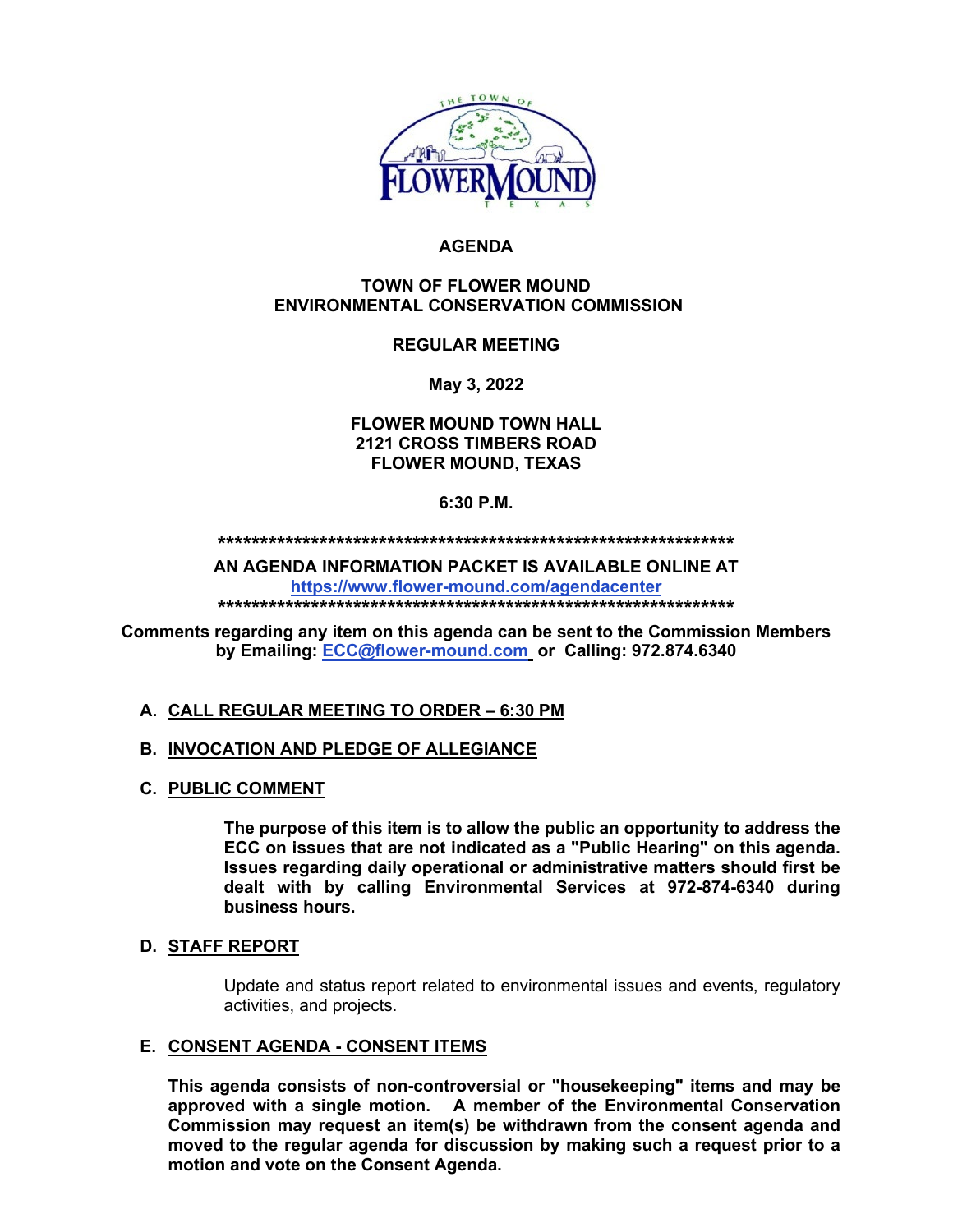# AGENDA

## TOWN OF FLOWER MOUND
## ENVIRONMENTAL CONSERVATION COMMISSION

**REGULAR MEETING**

**May 3, 2022**

**FLOWER MOUND TOWN HALL**
**2121 CROSS TIMBERS ROAD**
**FLOWER MOUND, TEXAS**

**6:30 P.M.**

**********************************************************************

**AN AGENDA INFORMATION PACKET IS AVAILABLE ONLINE AT**
**https://www.flower-mound.com/agendacenter**

**********************************************************************

**Comments regarding any item on this agenda can be sent to the Commission Members by Emailing: ECC@flower-mound.com or Calling: 972.874.6340**

**A. CALL REGULAR MEETING TO ORDER – 6:30 PM**

**B. INVOCATION AND PLEDGE OF ALLEGIANCE**

**C. PUBLIC COMMENT**

**The purpose of this item is to allow the public an opportunity to address the ECC on issues that are not indicated as a "Public Hearing" on this agenda. Issues regarding daily operational or administrative matters should first be dealt with by calling Environmental Services at 972-874-6340 during business hours.**

**D. STAFF REPORT**

Update and status report related to environmental issues and events, regulatory activities, and projects.

**E. CONSENT AGENDA - CONSENT ITEMS**

**This agenda consists of non-controversial or "housekeeping" items and may be approved with a single motion. A member of the Environmental Conservation Commission may request an item(s) be withdrawn from the consent agenda and moved to the regular agenda for discussion by making such a request prior to a motion and vote on the Consent Agenda.**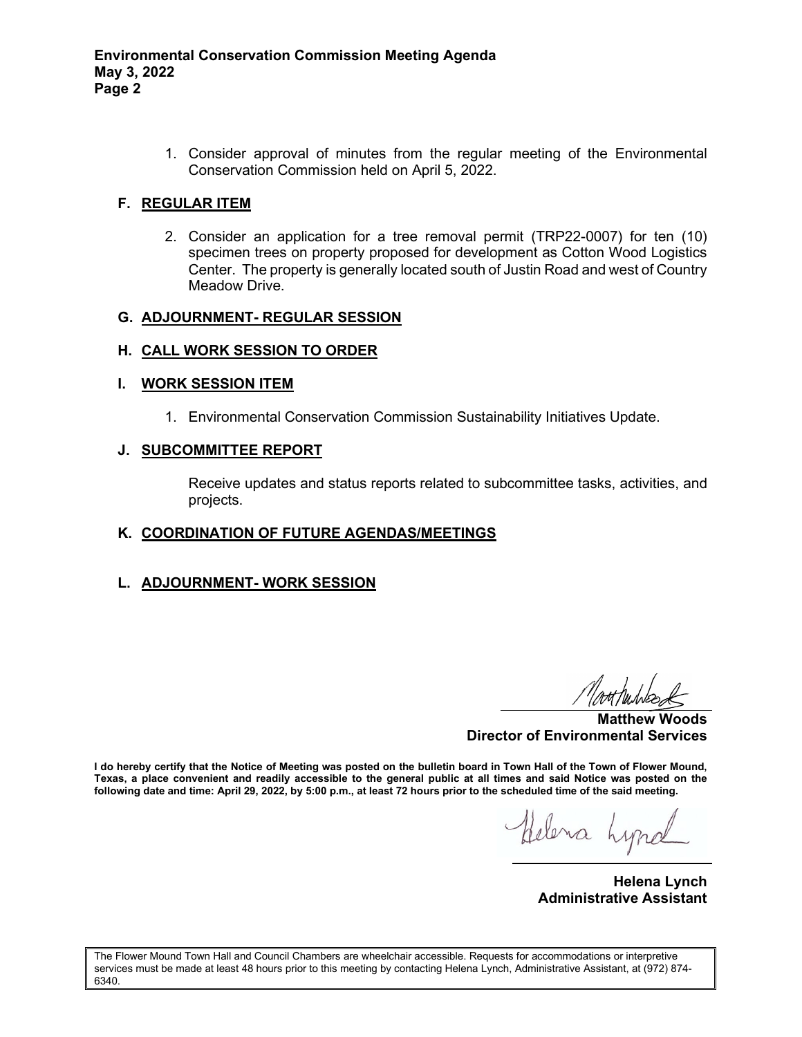1. Consider approval of minutes from the regular meeting of the Environmental Conservation Commission held on April 5, 2022.

## F. REGULAR ITEM

2. Consider an application for a tree removal permit (TRP22-0007) for ten (10) specimen trees on property proposed for development as Cotton Wood Logistics Center. The property is generally located south of Justin Road and west of Country Meadow Drive.

## G. ADJOURNMENT- REGULAR SESSION

## H. CALL WORK SESSION TO ORDER

## I. WORK SESSION ITEM

1. Environmental Conservation Commission Sustainability Initiatives Update.

## J. SUBCOMMITTEE REPORT

Receive updates and status reports related to subcommittee tasks, activities, and projects.

## K. COORDINATION OF FUTURE AGENDAS/MEETINGS

## L. ADJOURNMENT- WORK SESSION

**Matthew Woods**
**Director of Environmental Services**

**I do hereby certify that the Notice of Meeting was posted on the bulletin board in Town Hall of the Town of Flower Mound, Texas, a place convenient and readily accessible to the general public at all times and said Notice was posted on the following date and time: April 29, 2022, by 5:00 p.m., at least 72 hours prior to the scheduled time of the said meeting.**

**Helena Lynch**
**Administrative Assistant**

The Flower Mound Town Hall and Council Chambers are wheelchair accessible. Requests for accommodations or interpretive services must be made at least 48 hours prior to this meeting by contacting Helena Lynch, Administrative Assistant, at (972) 874-6340.